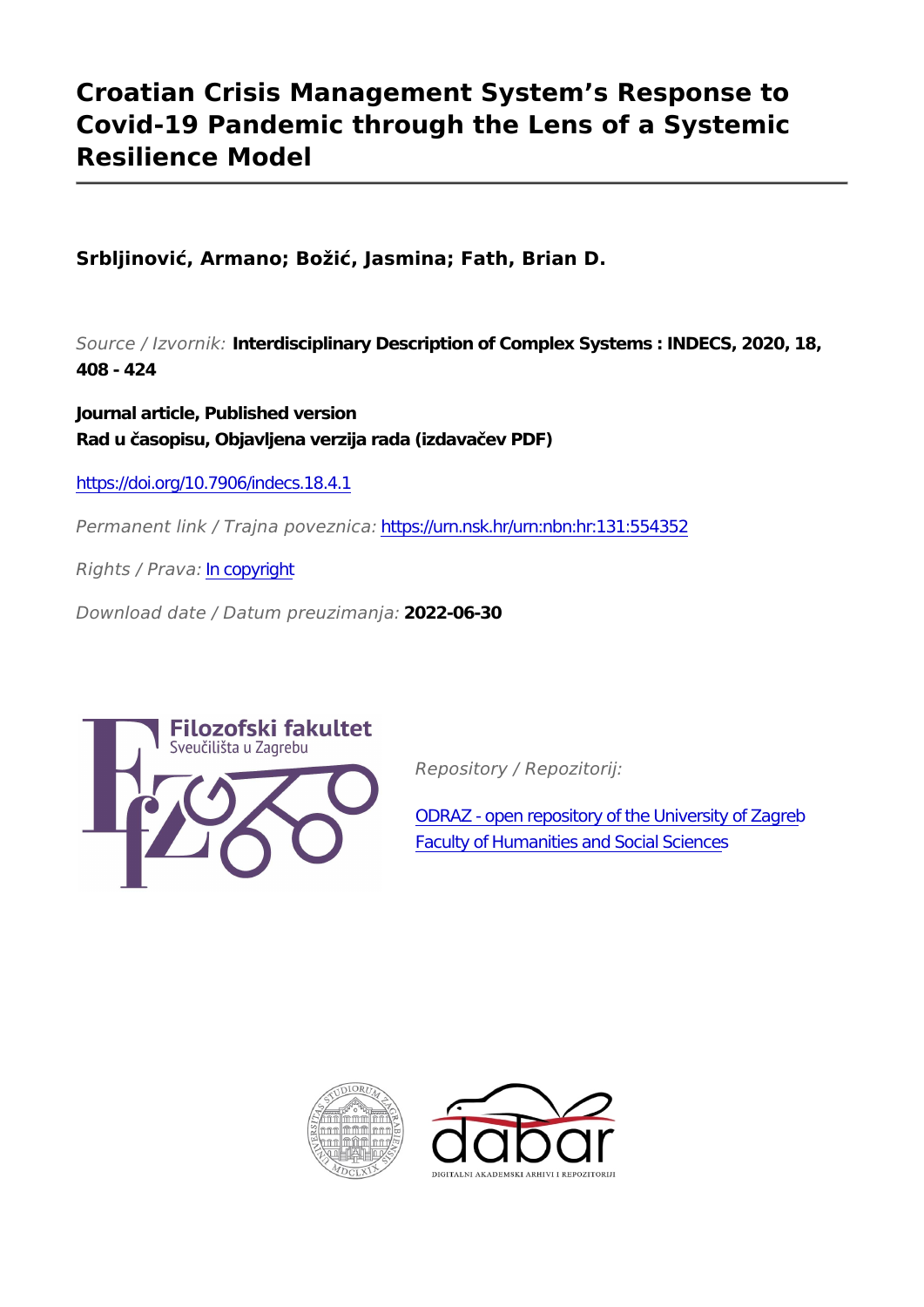# Croatian Crisis Management System's Response to Covid-19 Pandemic through the Lens of a Systemic Resilience Model

**Srbljinović, Armano; Božić, Jasmina; Fath, Brian D.**

*Source / Izvornik:* **Interdisciplinary Description of Complex Systems : INDECS, 2020, 18, 408 - 424**

**Journal article, Published version**
**Rad u časopisu, Objavljena verzija rada (izdavačev PDF)**

https://doi.org/10.7906/indecs.18.4.1

*Permanent link / Trajna poveznica:* https://urn.nsk.hr/urn:nbn:hr:131:554352

*Rights / Prava:* In copyright

*Download date / Datum preuzimanja:* **2022-06-30**

*Repository / Repozitorij:*

ODRAZ - open repository of the University of Zagreb Faculty of Humanities and Social Sciences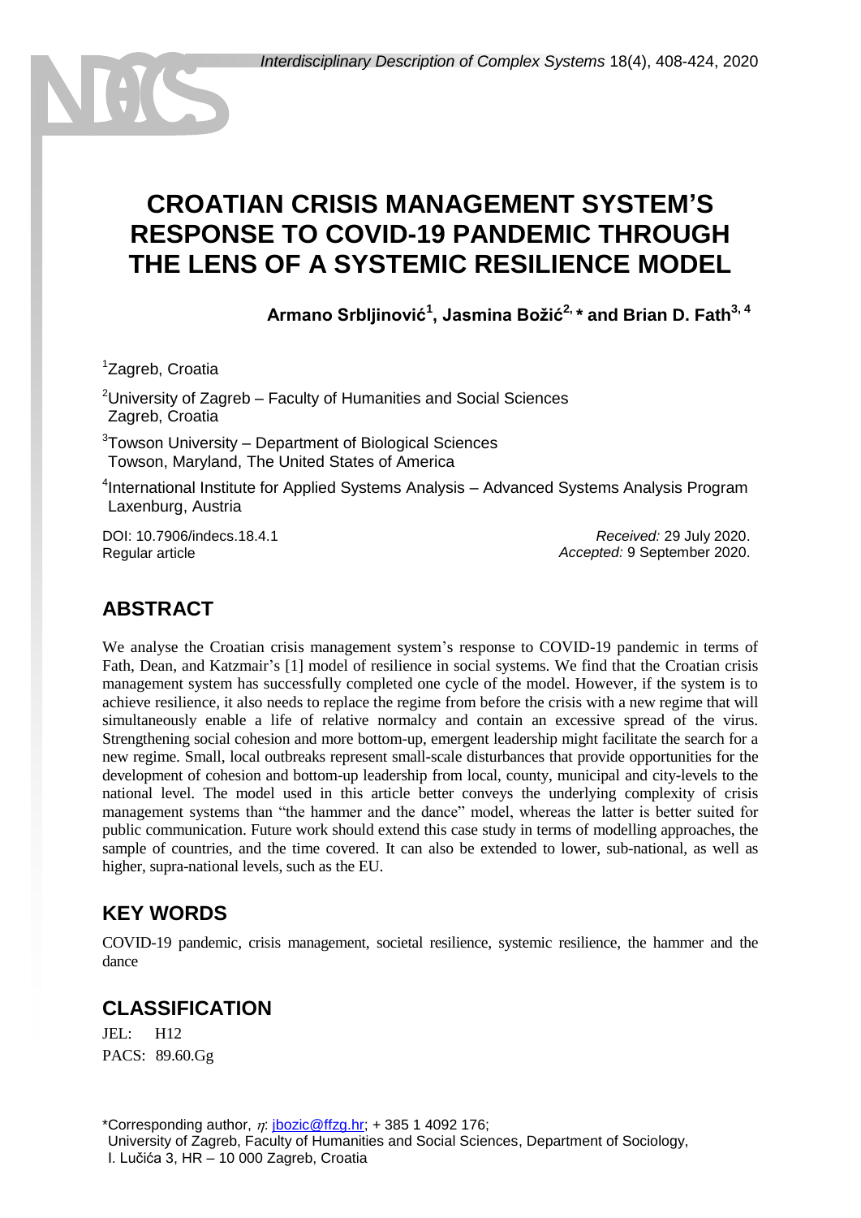# CROATIAN CRISIS MANAGEMENT SYSTEM'S RESPONSE TO COVID-19 PANDEMIC THROUGH THE LENS OF A SYSTEMIC RESILIENCE MODEL

**Armano Srbljinović[1], Jasmina Božić[2,*] and Brian D. Fath[3,4]**

[1]Zagreb, Croatia

[2]University of Zagreb – Faculty of Humanities and Social Sciences
Zagreb, Croatia

[3]Towson University – Department of Biological Sciences
Towson, Maryland, The United States of America

[4]International Institute for Applied Systems Analysis – Advanced Systems Analysis Program
Laxenburg, Austria

DOI: 10.7906/indecs.18.4.1
Regular article

*Received:* 29 July 2020.
*Accepted:* 9 September 2020.

## ABSTRACT

We analyse the Croatian crisis management system's response to COVID-19 pandemic in terms of Fath, Dean, and Katzmair's [1] model of resilience in social systems. We find that the Croatian crisis management system has successfully completed one cycle of the model. However, if the system is to achieve resilience, it also needs to replace the regime from before the crisis with a new regime that will simultaneously enable a life of relative normalcy and contain an excessive spread of the virus. Strengthening social cohesion and more bottom-up, emergent leadership might facilitate the search for a new regime. Small, local outbreaks represent small-scale disturbances that provide opportunities for the development of cohesion and bottom-up leadership from local, county, municipal and city-levels to the national level. The model used in this article better conveys the underlying complexity of crisis management systems than "the hammer and the dance" model, whereas the latter is better suited for public communication. Future work should extend this case study in terms of modelling approaches, the sample of countries, and the time covered. It can also be extended to lower, sub-national, as well as higher, supra-national levels, such as the EU.

## KEY WORDS

COVID-19 pandemic, crisis management, societal resilience, systemic resilience, the hammer and the dance

## CLASSIFICATION

JEL: H12
PACS: 89.60.Gg

*Corresponding author, $\eta$: jbozic@ffzg.hr; + 385 1 4092 176;
University of Zagreb, Faculty of Humanities and Social Sciences, Department of Sociology,
I. Lučića 3, HR – 10 000 Zagreb, Croatia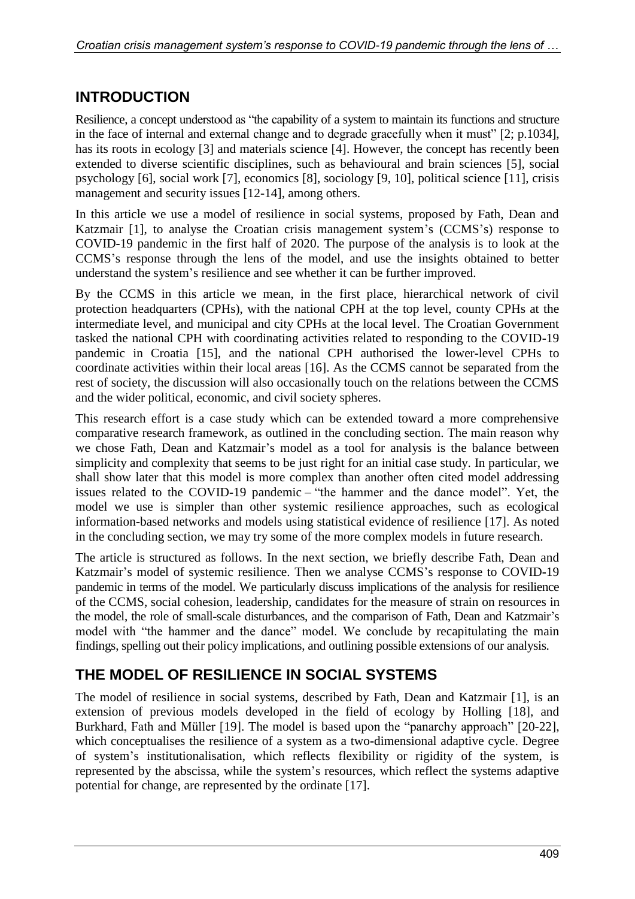## INTRODUCTION

Resilience, a concept understood as "the capability of a system to maintain its functions and structure in the face of internal and external change and to degrade gracefully when it must" [2; p.1034], has its roots in ecology [3] and materials science [4]. However, the concept has recently been extended to diverse scientific disciplines, such as behavioural and brain sciences [5], social psychology [6], social work [7], economics [8], sociology [9, 10], political science [11], crisis management and security issues [12-14], among others.

In this article we use a model of resilience in social systems, proposed by Fath, Dean and Katzmair [1], to analyse the Croatian crisis management system's (CCMS's) response to COVID-19 pandemic in the first half of 2020. The purpose of the analysis is to look at the CCMS's response through the lens of the model, and use the insights obtained to better understand the system's resilience and see whether it can be further improved.

By the CCMS in this article we mean, in the first place, hierarchical network of civil protection headquarters (CPHs), with the national CPH at the top level, county CPHs at the intermediate level, and municipal and city CPHs at the local level. The Croatian Government tasked the national CPH with coordinating activities related to responding to the COVID-19 pandemic in Croatia [15], and the national CPH authorised the lower-level CPHs to coordinate activities within their local areas [16]. As the CCMS cannot be separated from the rest of society, the discussion will also occasionally touch on the relations between the CCMS and the wider political, economic, and civil society spheres.

This research effort is a case study which can be extended toward a more comprehensive comparative research framework, as outlined in the concluding section. The main reason why we chose Fath, Dean and Katzmair's model as a tool for analysis is the balance between simplicity and complexity that seems to be just right for an initial case study. In particular, we shall show later that this model is more complex than another often cited model addressing issues related to the COVID-19 pandemic – "the hammer and the dance model". Yet, the model we use is simpler than other systemic resilience approaches, such as ecological information-based networks and models using statistical evidence of resilience [17]. As noted in the concluding section, we may try some of the more complex models in future research.

The article is structured as follows. In the next section, we briefly describe Fath, Dean and Katzmair's model of systemic resilience. Then we analyse CCMS's response to COVID-19 pandemic in terms of the model. We particularly discuss implications of the analysis for resilience of the CCMS, social cohesion, leadership, candidates for the measure of strain on resources in the model, the role of small-scale disturbances, and the comparison of Fath, Dean and Katzmair's model with "the hammer and the dance" model. We conclude by recapitulating the main findings, spelling out their policy implications, and outlining possible extensions of our analysis.

## THE MODEL OF RESILIENCE IN SOCIAL SYSTEMS

The model of resilience in social systems, described by Fath, Dean and Katzmair [1], is an extension of previous models developed in the field of ecology by Holling [18], and Burkhard, Fath and Müller [19]. The model is based upon the "panarchy approach" [20-22], which conceptualises the resilience of a system as a two-dimensional adaptive cycle. Degree of system's institutionalisation, which reflects flexibility or rigidity of the system, is represented by the abscissa, while the system's resources, which reflect the systems adaptive potential for change, are represented by the ordinate [17].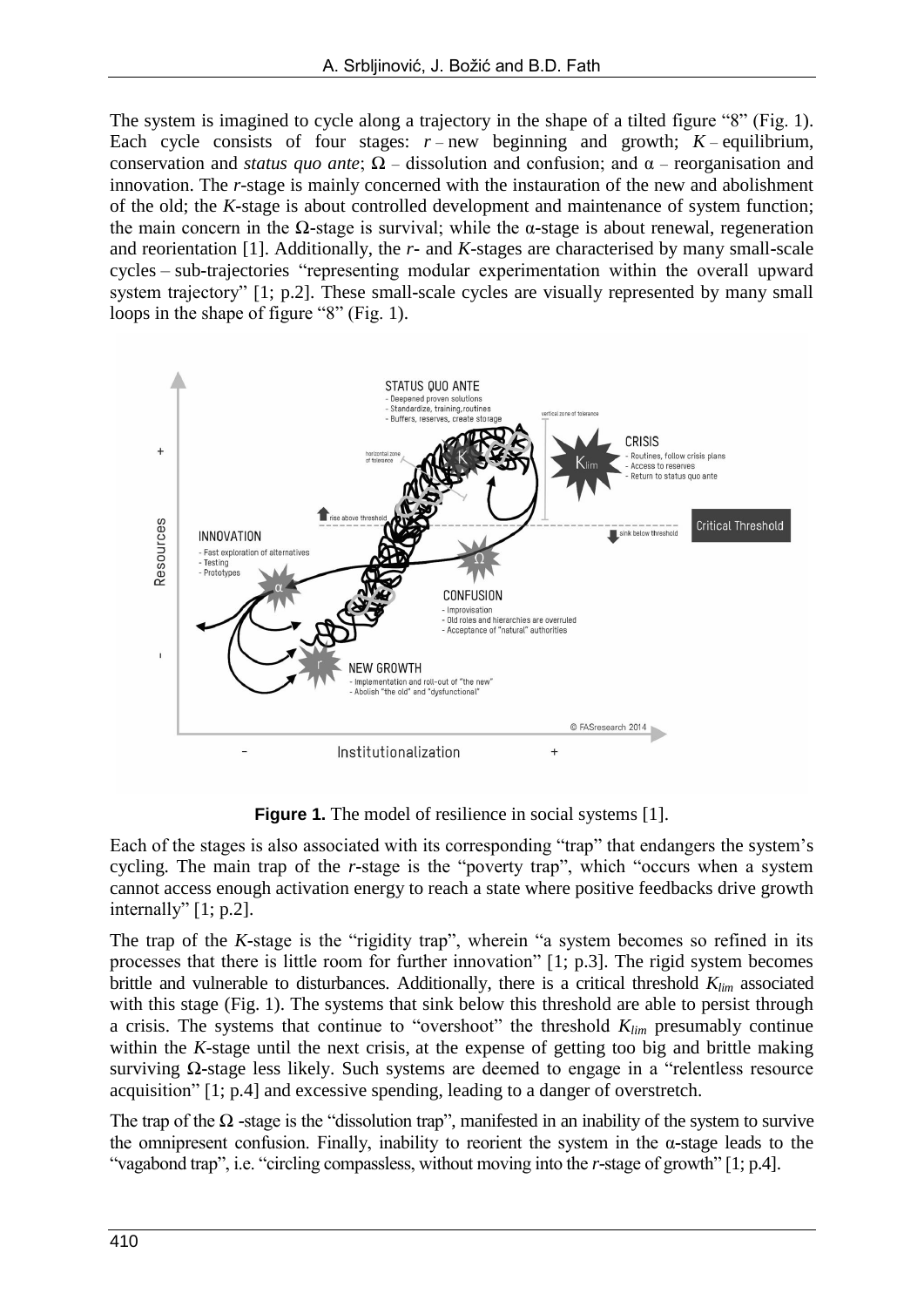The system is imagined to cycle along a trajectory in the shape of a tilted figure "8" (Fig. 1). Each cycle consists of four stages: $r$ – new beginning and growth; $K$ – equilibrium, conservation and *status quo ante*; $\Omega$ – dissolution and confusion; and $\alpha$ – reorganisation and innovation. The $r$-stage is mainly concerned with the instauration of the new and abolishment of the old; the $K$-stage is about controlled development and maintenance of system function; the main concern in the $\Omega$-stage is survival; while the $\alpha$-stage is about renewal, regeneration and reorientation [1]. Additionally, the $r$- and $K$-stages are characterised by many small-scale cycles – sub-trajectories "representing modular experimentation within the overall upward system trajectory" [1; p.2]. These small-scale cycles are visually represented by many small loops in the shape of figure "8" (Fig. 1).

**Figure 1.** The model of resilience in social systems [1].

Each of the stages is also associated with its corresponding "trap" that endangers the system's cycling. The main trap of the $r$-stage is the "poverty trap", which "occurs when a system cannot access enough activation energy to reach a state where positive feedbacks drive growth internally" [1; p.2].

The trap of the $K$-stage is the "rigidity trap", wherein "a system becomes so refined in its processes that there is little room for further innovation" [1; p.3]. The rigid system becomes brittle and vulnerable to disturbances. Additionally, there is a critical threshold $K_{lim}$ associated with this stage (Fig. 1). The systems that sink below this threshold are able to persist through a crisis. The systems that continue to "overshoot" the threshold $K_{lim}$ presumably continue within the $K$-stage until the next crisis, at the expense of getting too big and brittle making surviving $\Omega$-stage less likely. Such systems are deemed to engage in a "relentless resource acquisition" [1; p.4] and excessive spending, leading to a danger of overstretch.

The trap of the $\Omega$ -stage is the "dissolution trap", manifested in an inability of the system to survive the omnipresent confusion. Finally, inability to reorient the system in the $\alpha$-stage leads to the "vagabond trap", i.e. "circling compassless, without moving into the $r$-stage of growth" [1; p.4].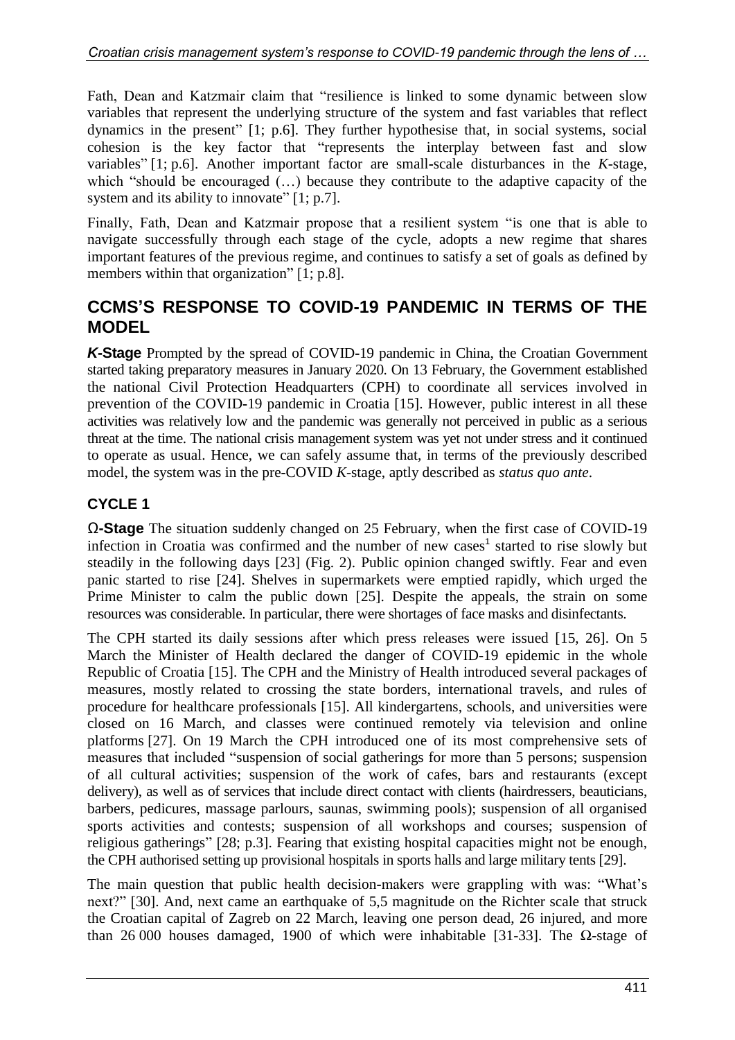Fath, Dean and Katzmair claim that "resilience is linked to some dynamic between slow variables that represent the underlying structure of the system and fast variables that reflect dynamics in the present" [1; p.6]. They further hypothesise that, in social systems, social cohesion is the key factor that "represents the interplay between fast and slow variables" [1; p.6]. Another important factor are small-scale disturbances in the *K*-stage, which "should be encouraged (…) because they contribute to the adaptive capacity of the system and its ability to innovate" [1; p.7].

Finally, Fath, Dean and Katzmair propose that a resilient system "is one that is able to navigate successfully through each stage of the cycle, adopts a new regime that shares important features of the previous regime, and continues to satisfy a set of goals as defined by members within that organization" [1; p.8].

## CCMS'S RESPONSE TO COVID-19 PANDEMIC IN TERMS OF THE MODEL

***K*-Stage** Prompted by the spread of COVID-19 pandemic in China, the Croatian Government started taking preparatory measures in January 2020. On 13 February, the Government established the national Civil Protection Headquarters (CPH) to coordinate all services involved in prevention of the COVID-19 pandemic in Croatia [15]. However, public interest in all these activities was relatively low and the pandemic was generally not perceived in public as a serious threat at the time. The national crisis management system was yet not under stress and it continued to operate as usual. Hence, we can safely assume that, in terms of the previously described model, the system was in the pre-COVID *K*-stage, aptly described as *status quo ante*.

### CYCLE 1

**Ω-Stage** The situation suddenly changed on 25 February, when the first case of COVID-19 infection in Croatia was confirmed and the number of new cases[1] started to rise slowly but steadily in the following days [23] (Fig. 2). Public opinion changed swiftly. Fear and even panic started to rise [24]. Shelves in supermarkets were emptied rapidly, which urged the Prime Minister to calm the public down [25]. Despite the appeals, the strain on some resources was considerable. In particular, there were shortages of face masks and disinfectants.

The CPH started its daily sessions after which press releases were issued [15, 26]. On 5 March the Minister of Health declared the danger of COVID-19 epidemic in the whole Republic of Croatia [15]. The CPH and the Ministry of Health introduced several packages of measures, mostly related to crossing the state borders, international travels, and rules of procedure for healthcare professionals [15]. All kindergartens, schools, and universities were closed on 16 March, and classes were continued remotely via television and online platforms [27]. On 19 March the CPH introduced one of its most comprehensive sets of measures that included "suspension of social gatherings for more than 5 persons; suspension of all cultural activities; suspension of the work of cafes, bars and restaurants (except delivery), as well as of services that include direct contact with clients (hairdressers, beauticians, barbers, pedicures, massage parlours, saunas, swimming pools); suspension of all organised sports activities and contests; suspension of all workshops and courses; suspension of religious gatherings" [28; p.3]. Fearing that existing hospital capacities might not be enough, the CPH authorised setting up provisional hospitals in sports halls and large military tents [29].

The main question that public health decision-makers were grappling with was: "What's next?" [30]. And, next came an earthquake of 5,5 magnitude on the Richter scale that struck the Croatian capital of Zagreb on 22 March, leaving one person dead, 26 injured, and more than 26 000 houses damaged, 1900 of which were inhabitable [31-33]. The Ω-stage of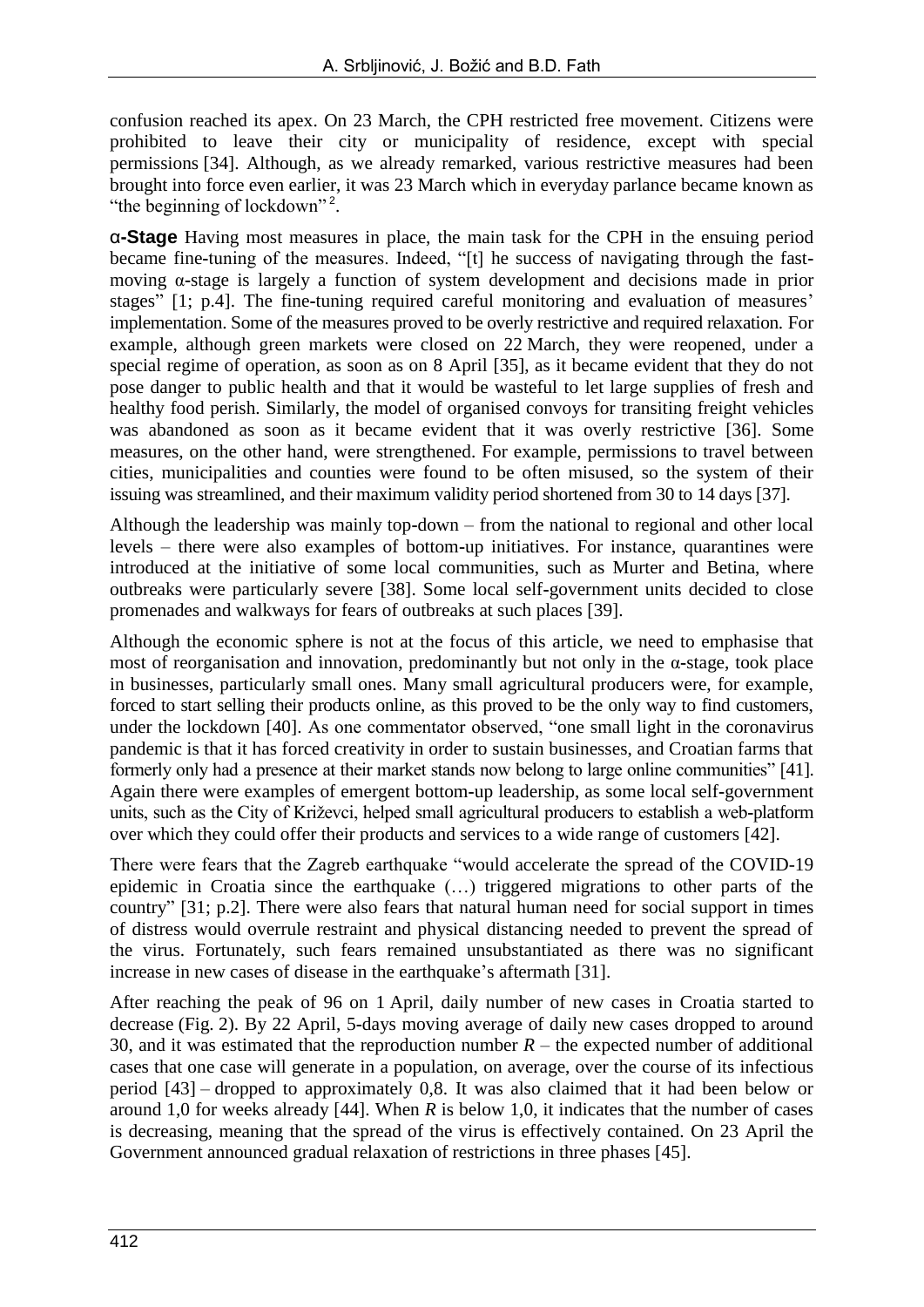confusion reached its apex. On 23 March, the CPH restricted free movement. Citizens were prohibited to leave their city or municipality of residence, except with special permissions [34]. Although, as we already remarked, various restrictive measures had been brought into force even earlier, it was 23 March which in everyday parlance became known as "the beginning of lockdown" [2].

**α-Stage** Having most measures in place, the main task for the CPH in the ensuing period became fine-tuning of the measures. Indeed, "[t] he success of navigating through the fast-moving α-stage is largely a function of system development and decisions made in prior stages" [1; p.4]. The fine-tuning required careful monitoring and evaluation of measures' implementation. Some of the measures proved to be overly restrictive and required relaxation. For example, although green markets were closed on 22 March, they were reopened, under a special regime of operation, as soon as on 8 April [35], as it became evident that they do not pose danger to public health and that it would be wasteful to let large supplies of fresh and healthy food perish. Similarly, the model of organised convoys for transiting freight vehicles was abandoned as soon as it became evident that it was overly restrictive [36]. Some measures, on the other hand, were strengthened. For example, permissions to travel between cities, municipalities and counties were found to be often misused, so the system of their issuing was streamlined, and their maximum validity period shortened from 30 to 14 days [37].

Although the leadership was mainly top-down – from the national to regional and other local levels – there were also examples of bottom-up initiatives. For instance, quarantines were introduced at the initiative of some local communities, such as Murter and Betina, where outbreaks were particularly severe [38]. Some local self-government units decided to close promenades and walkways for fears of outbreaks at such places [39].

Although the economic sphere is not at the focus of this article, we need to emphasise that most of reorganisation and innovation, predominantly but not only in the α-stage, took place in businesses, particularly small ones. Many small agricultural producers were, for example, forced to start selling their products online, as this proved to be the only way to find customers, under the lockdown [40]. As one commentator observed, "one small light in the coronavirus pandemic is that it has forced creativity in order to sustain businesses, and Croatian farms that formerly only had a presence at their market stands now belong to large online communities" [41]. Again there were examples of emergent bottom-up leadership, as some local self-government units, such as the City of Križevci, helped small agricultural producers to establish a web-platform over which they could offer their products and services to a wide range of customers [42].

There were fears that the Zagreb earthquake "would accelerate the spread of the COVID-19 epidemic in Croatia since the earthquake (…) triggered migrations to other parts of the country" [31; p.2]. There were also fears that natural human need for social support in times of distress would overrule restraint and physical distancing needed to prevent the spread of the virus. Fortunately, such fears remained unsubstantiated as there was no significant increase in new cases of disease in the earthquake's aftermath [31].

After reaching the peak of 96 on 1 April, daily number of new cases in Croatia started to decrease (Fig. 2). By 22 April, 5-days moving average of daily new cases dropped to around 30, and it was estimated that the reproduction number $R$ – the expected number of additional cases that one case will generate in a population, on average, over the course of its infectious period [43] – dropped to approximately 0,8. It was also claimed that it had been below or around 1,0 for weeks already [44]. When $R$ is below 1,0, it indicates that the number of cases is decreasing, meaning that the spread of the virus is effectively contained. On 23 April the Government announced gradual relaxation of restrictions in three phases [45].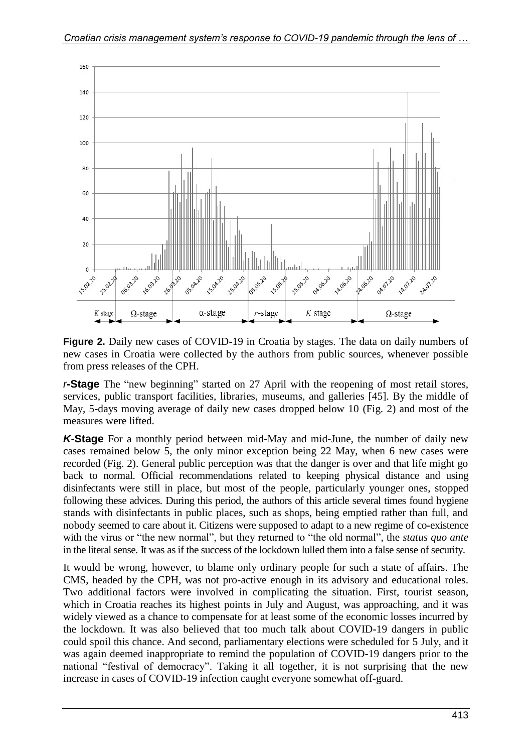**Figure 2.** Daily new cases of COVID-19 in Croatia by stages. The data on daily numbers of new cases in Croatia were collected by the authors from public sources, whenever possible from press releases of the CPH.

***r*-Stage** The "new beginning" started on 27 April with the reopening of most retail stores, services, public transport facilities, libraries, museums, and galleries [45]. By the middle of May, 5-days moving average of daily new cases dropped below 10 (Fig. 2) and most of the measures were lifted.

***K*-Stage** For a monthly period between mid-May and mid-June, the number of daily new cases remained below 5, the only minor exception being 22 May, when 6 new cases were recorded (Fig. 2). General public perception was that the danger is over and that life might go back to normal. Official recommendations related to keeping physical distance and using disinfectants were still in place, but most of the people, particularly younger ones, stopped following these advices. During this period, the authors of this article several times found hygiene stands with disinfectants in public places, such as shops, being emptied rather than full, and nobody seemed to care about it. Citizens were supposed to adapt to a new regime of co-existence with the virus or "the new normal", but they returned to "the old normal", the *status quo ante* in the literal sense. It was as if the success of the lockdown lulled them into a false sense of security.

It would be wrong, however, to blame only ordinary people for such a state of affairs. The CMS, headed by the CPH, was not pro-active enough in its advisory and educational roles. Two additional factors were involved in complicating the situation. First, tourist season, which in Croatia reaches its highest points in July and August, was approaching, and it was widely viewed as a chance to compensate for at least some of the economic losses incurred by the lockdown. It was also believed that too much talk about COVID-19 dangers in public could spoil this chance. And second, parliamentary elections were scheduled for 5 July, and it was again deemed inappropriate to remind the population of COVID-19 dangers prior to the national "festival of democracy". Taking it all together, it is not surprising that the new increase in cases of COVID-19 infection caught everyone somewhat off-guard.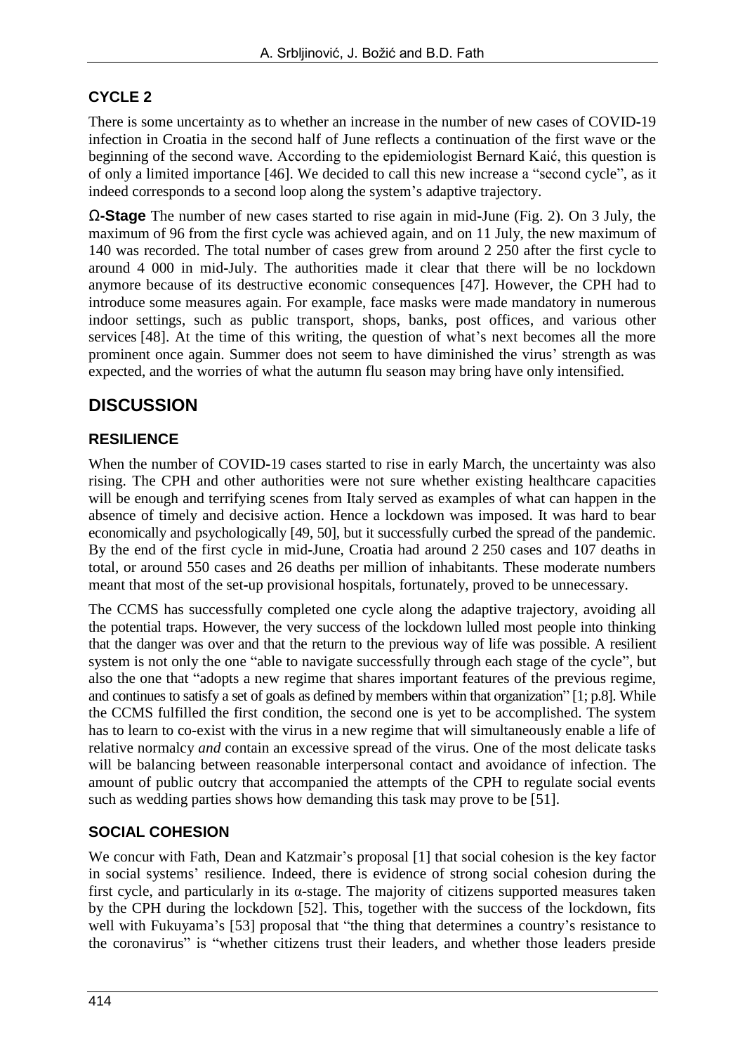### CYCLE 2

There is some uncertainty as to whether an increase in the number of new cases of COVID-19 infection in Croatia in the second half of June reflects a continuation of the first wave or the beginning of the second wave. According to the epidemiologist Bernard Kaić, this question is of only a limited importance [46]. We decided to call this new increase a "second cycle", as it indeed corresponds to a second loop along the system's adaptive trajectory.

**Ω-Stage** The number of new cases started to rise again in mid-June (Fig. 2). On 3 July, the maximum of 96 from the first cycle was achieved again, and on 11 July, the new maximum of 140 was recorded. The total number of cases grew from around 2 250 after the first cycle to around 4 000 in mid-July. The authorities made it clear that there will be no lockdown anymore because of its destructive economic consequences [47]. However, the CPH had to introduce some measures again. For example, face masks were made mandatory in numerous indoor settings, such as public transport, shops, banks, post offices, and various other services [48]. At the time of this writing, the question of what's next becomes all the more prominent once again. Summer does not seem to have diminished the virus' strength as was expected, and the worries of what the autumn flu season may bring have only intensified.

## DISCUSSION

### RESILIENCE

When the number of COVID-19 cases started to rise in early March, the uncertainty was also rising. The CPH and other authorities were not sure whether existing healthcare capacities will be enough and terrifying scenes from Italy served as examples of what can happen in the absence of timely and decisive action. Hence a lockdown was imposed. It was hard to bear economically and psychologically [49, 50], but it successfully curbed the spread of the pandemic. By the end of the first cycle in mid-June, Croatia had around 2 250 cases and 107 deaths in total, or around 550 cases and 26 deaths per million of inhabitants. These moderate numbers meant that most of the set-up provisional hospitals, fortunately, proved to be unnecessary.

The CCMS has successfully completed one cycle along the adaptive trajectory, avoiding all the potential traps. However, the very success of the lockdown lulled most people into thinking that the danger was over and that the return to the previous way of life was possible. A resilient system is not only the one "able to navigate successfully through each stage of the cycle", but also the one that "adopts a new regime that shares important features of the previous regime, and continues to satisfy a set of goals as defined by members within that organization" [1; p.8]. While the CCMS fulfilled the first condition, the second one is yet to be accomplished. The system has to learn to co-exist with the virus in a new regime that will simultaneously enable a life of relative normalcy *and* contain an excessive spread of the virus. One of the most delicate tasks will be balancing between reasonable interpersonal contact and avoidance of infection. The amount of public outcry that accompanied the attempts of the CPH to regulate social events such as wedding parties shows how demanding this task may prove to be [51].

### SOCIAL COHESION

We concur with Fath, Dean and Katzmair's proposal [1] that social cohesion is the key factor in social systems' resilience. Indeed, there is evidence of strong social cohesion during the first cycle, and particularly in its α-stage. The majority of citizens supported measures taken by the CPH during the lockdown [52]. This, together with the success of the lockdown, fits well with Fukuyama's [53] proposal that "the thing that determines a country's resistance to the coronavirus" is "whether citizens trust their leaders, and whether those leaders preside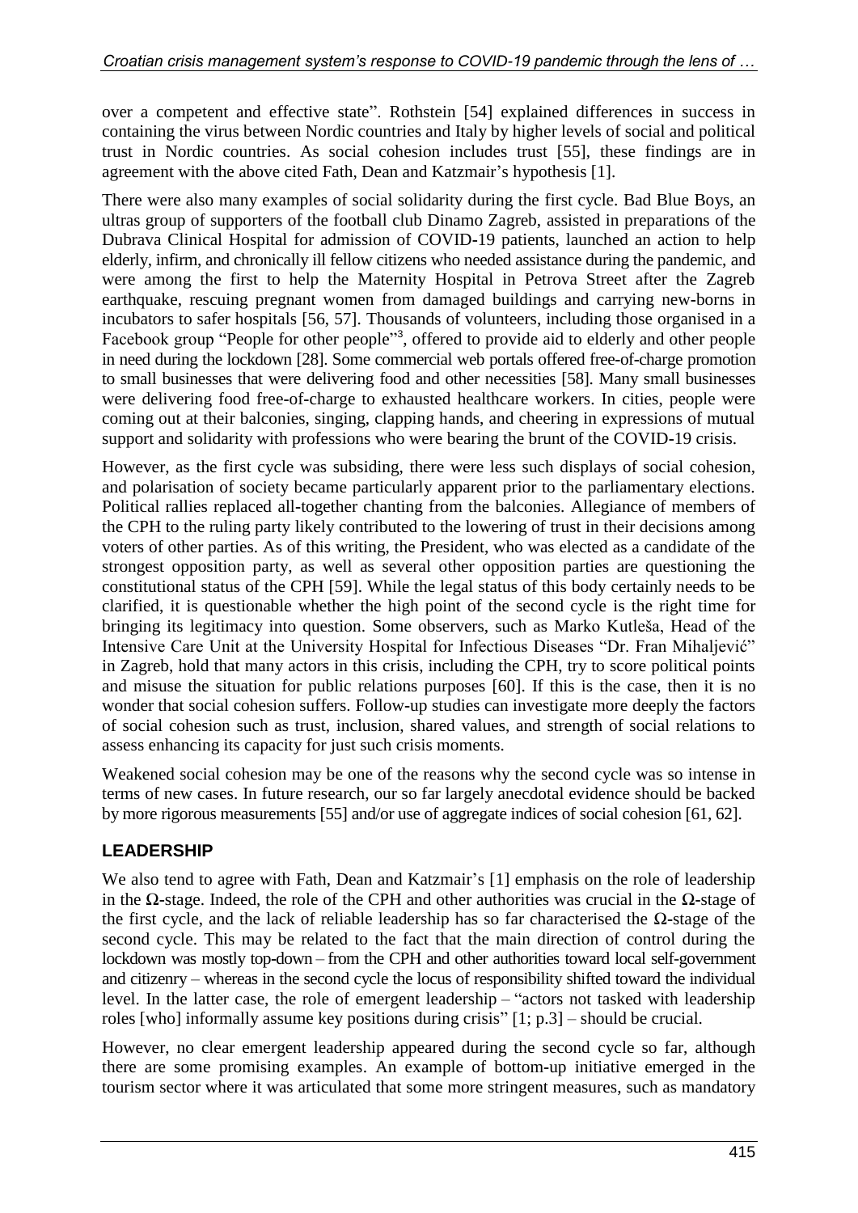over a competent and effective state". Rothstein [54] explained differences in success in containing the virus between Nordic countries and Italy by higher levels of social and political trust in Nordic countries. As social cohesion includes trust [55], these findings are in agreement with the above cited Fath, Dean and Katzmair's hypothesis [1].

There were also many examples of social solidarity during the first cycle. Bad Blue Boys, an ultras group of supporters of the football club Dinamo Zagreb, assisted in preparations of the Dubrava Clinical Hospital for admission of COVID-19 patients, launched an action to help elderly, infirm, and chronically ill fellow citizens who needed assistance during the pandemic, and were among the first to help the Maternity Hospital in Petrova Street after the Zagreb earthquake, rescuing pregnant women from damaged buildings and carrying new-borns in incubators to safer hospitals [56, 57]. Thousands of volunteers, including those organised in a Facebook group "People for other people"[3], offered to provide aid to elderly and other people in need during the lockdown [28]. Some commercial web portals offered free-of-charge promotion to small businesses that were delivering food and other necessities [58]. Many small businesses were delivering food free-of-charge to exhausted healthcare workers. In cities, people were coming out at their balconies, singing, clapping hands, and cheering in expressions of mutual support and solidarity with professions who were bearing the brunt of the COVID-19 crisis.

However, as the first cycle was subsiding, there were less such displays of social cohesion, and polarisation of society became particularly apparent prior to the parliamentary elections. Political rallies replaced all-together chanting from the balconies. Allegiance of members of the CPH to the ruling party likely contributed to the lowering of trust in their decisions among voters of other parties. As of this writing, the President, who was elected as a candidate of the strongest opposition party, as well as several other opposition parties are questioning the constitutional status of the CPH [59]. While the legal status of this body certainly needs to be clarified, it is questionable whether the high point of the second cycle is the right time for bringing its legitimacy into question. Some observers, such as Marko Kutleša, Head of the Intensive Care Unit at the University Hospital for Infectious Diseases "Dr. Fran Mihaljević" in Zagreb, hold that many actors in this crisis, including the CPH, try to score political points and misuse the situation for public relations purposes [60]. If this is the case, then it is no wonder that social cohesion suffers. Follow-up studies can investigate more deeply the factors of social cohesion such as trust, inclusion, shared values, and strength of social relations to assess enhancing its capacity for just such crisis moments.

Weakened social cohesion may be one of the reasons why the second cycle was so intense in terms of new cases. In future research, our so far largely anecdotal evidence should be backed by more rigorous measurements [55] and/or use of aggregate indices of social cohesion [61, 62].

## LEADERSHIP

We also tend to agree with Fath, Dean and Katzmair's [1] emphasis on the role of leadership in the $\Omega$-stage. Indeed, the role of the CPH and other authorities was crucial in the $\Omega$-stage of the first cycle, and the lack of reliable leadership has so far characterised the $\Omega$-stage of the second cycle. This may be related to the fact that the main direction of control during the lockdown was mostly top-down – from the CPH and other authorities toward local self-government and citizenry – whereas in the second cycle the locus of responsibility shifted toward the individual level. In the latter case, the role of emergent leadership – "actors not tasked with leadership roles [who] informally assume key positions during crisis" [1; p.3] – should be crucial.

However, no clear emergent leadership appeared during the second cycle so far, although there are some promising examples. An example of bottom-up initiative emerged in the tourism sector where it was articulated that some more stringent measures, such as mandatory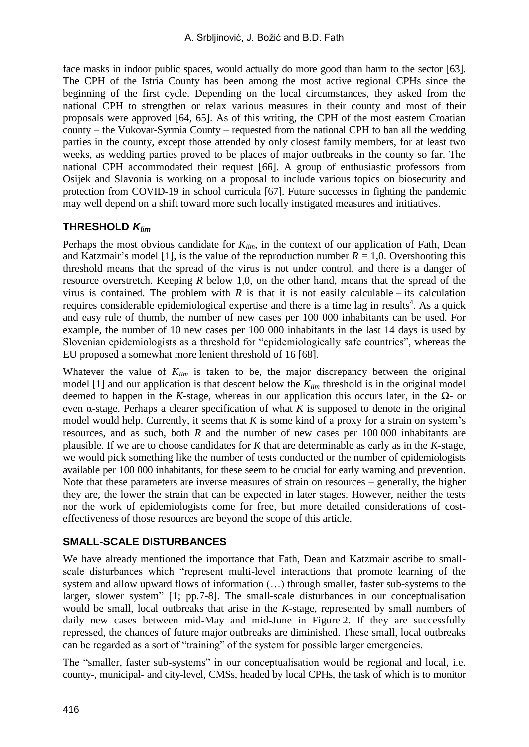face masks in indoor public spaces, would actually do more good than harm to the sector [63]. The CPH of the Istria County has been among the most active regional CPHs since the beginning of the first cycle. Depending on the local circumstances, they asked from the national CPH to strengthen or relax various measures in their county and most of their proposals were approved [64, 65]. As of this writing, the CPH of the most eastern Croatian county – the Vukovar-Syrmia County – requested from the national CPH to ban all the wedding parties in the county, except those attended by only closest family members, for at least two weeks, as wedding parties proved to be places of major outbreaks in the county so far. The national CPH accommodated their request [66]. A group of enthusiastic professors from Osijek and Slavonia is working on a proposal to include various topics on biosecurity and protection from COVID-19 in school curricula [67]. Future successes in fighting the pandemic may well depend on a shift toward more such locally instigated measures and initiatives.

## THRESHOLD $K_{lim}$

Perhaps the most obvious candidate for $K_{lim}$, in the context of our application of Fath, Dean and Katzmair's model [1], is the value of the reproduction number $R = 1{,}0$. Overshooting this threshold means that the spread of the virus is not under control, and there is a danger of resource overstretch. Keeping $R$ below 1,0, on the other hand, means that the spread of the virus is contained. The problem with $R$ is that it is not easily calculable – its calculation requires considerable epidemiological expertise and there is a time lag in results[4]. As a quick and easy rule of thumb, the number of new cases per 100 000 inhabitants can be used. For example, the number of 10 new cases per 100 000 inhabitants in the last 14 days is used by Slovenian epidemiologists as a threshold for "epidemiologically safe countries", whereas the EU proposed a somewhat more lenient threshold of 16 [68].

Whatever the value of $K_{lim}$ is taken to be, the major discrepancy between the original model [1] and our application is that descent below the $K_{lim}$ threshold is in the original model deemed to happen in the $K$-stage, whereas in our application this occurs later, in the $\Omega$- or even $\alpha$-stage. Perhaps a clearer specification of what $K$ is supposed to denote in the original model would help. Currently, it seems that $K$ is some kind of a proxy for a strain on system's resources, and as such, both $R$ and the number of new cases per 100 000 inhabitants are plausible. If we are to choose candidates for $K$ that are determinable as early as in the $K$-stage, we would pick something like the number of tests conducted or the number of epidemiologists available per 100 000 inhabitants, for these seem to be crucial for early warning and prevention. Note that these parameters are inverse measures of strain on resources – generally, the higher they are, the lower the strain that can be expected in later stages. However, neither the tests nor the work of epidemiologists come for free, but more detailed considerations of cost-effectiveness of those resources are beyond the scope of this article.

## SMALL-SCALE DISTURBANCES

We have already mentioned the importance that Fath, Dean and Katzmair ascribe to small-scale disturbances which "represent multi-level interactions that promote learning of the system and allow upward flows of information (…) through smaller, faster sub-systems to the larger, slower system" [1; pp.7-8]. The small-scale disturbances in our conceptualisation would be small, local outbreaks that arise in the $K$-stage, represented by small numbers of daily new cases between mid-May and mid-June in Figure 2. If they are successfully repressed, the chances of future major outbreaks are diminished. These small, local outbreaks can be regarded as a sort of "training" of the system for possible larger emergencies.

The "smaller, faster sub-systems" in our conceptualisation would be regional and local, i.e. county-, municipal- and city-level, CMSs, headed by local CPHs, the task of which is to monitor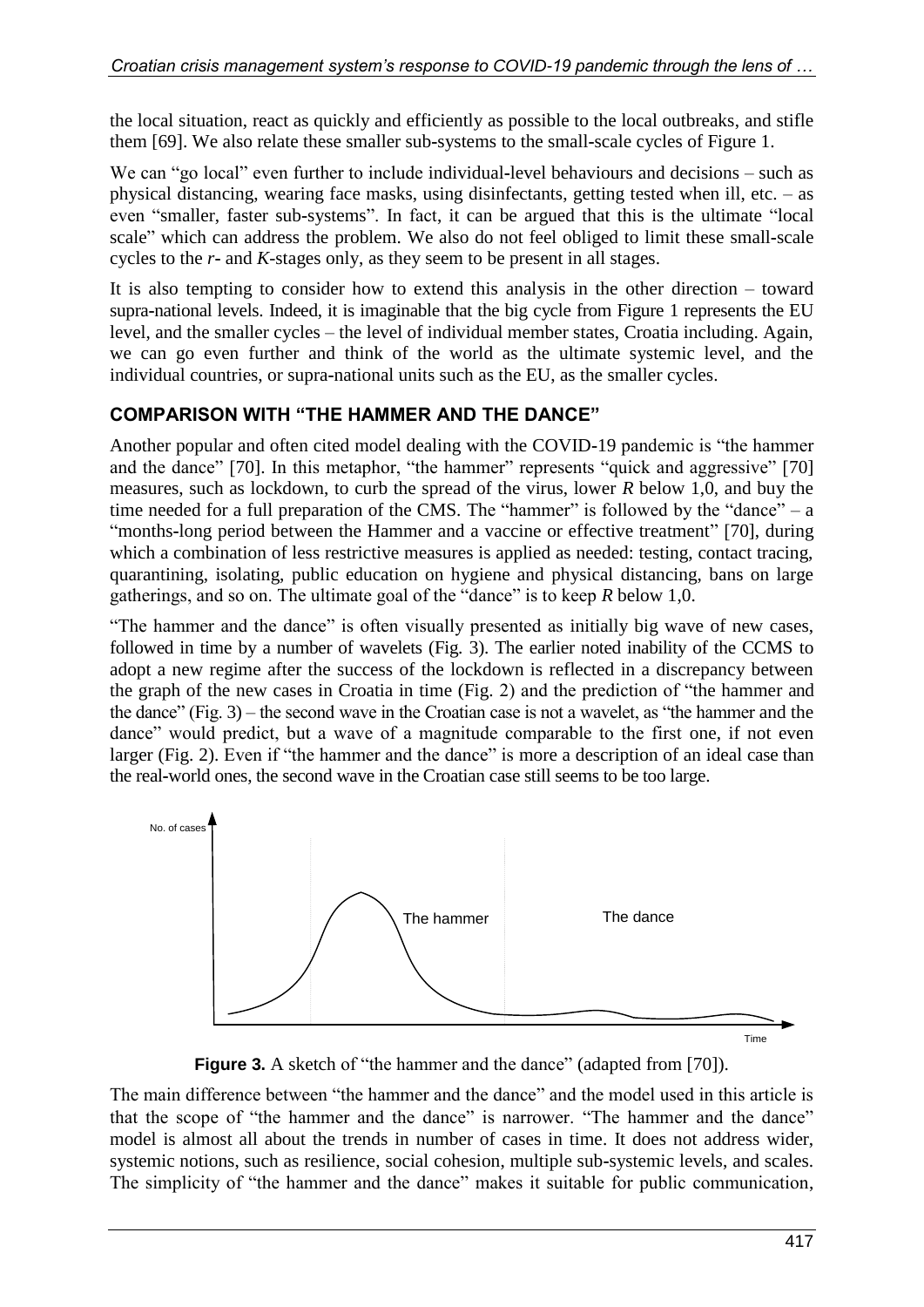the local situation, react as quickly and efficiently as possible to the local outbreaks, and stifle them [69]. We also relate these smaller sub-systems to the small-scale cycles of Figure 1.

We can "go local" even further to include individual-level behaviours and decisions – such as physical distancing, wearing face masks, using disinfectants, getting tested when ill, etc. – as even "smaller, faster sub-systems". In fact, it can be argued that this is the ultimate "local scale" which can address the problem. We also do not feel obliged to limit these small-scale cycles to the *r*- and *K*-stages only, as they seem to be present in all stages.

It is also tempting to consider how to extend this analysis in the other direction – toward supra-national levels. Indeed, it is imaginable that the big cycle from Figure 1 represents the EU level, and the smaller cycles – the level of individual member states, Croatia including. Again, we can go even further and think of the world as the ultimate systemic level, and the individual countries, or supra-national units such as the EU, as the smaller cycles.

## COMPARISON WITH "THE HAMMER AND THE DANCE"

Another popular and often cited model dealing with the COVID-19 pandemic is "the hammer and the dance" [70]. In this metaphor, "the hammer" represents "quick and aggressive" [70] measures, such as lockdown, to curb the spread of the virus, lower *R* below 1,0, and buy the time needed for a full preparation of the CMS. The "hammer" is followed by the "dance" – a "months-long period between the Hammer and a vaccine or effective treatment" [70], during which a combination of less restrictive measures is applied as needed: testing, contact tracing, quarantining, isolating, public education on hygiene and physical distancing, bans on large gatherings, and so on. The ultimate goal of the "dance" is to keep *R* below 1,0.

"The hammer and the dance" is often visually presented as initially big wave of new cases, followed in time by a number of wavelets (Fig. 3). The earlier noted inability of the CCMS to adopt a new regime after the success of the lockdown is reflected in a discrepancy between the graph of the new cases in Croatia in time (Fig. 2) and the prediction of "the hammer and the dance" (Fig. 3) – the second wave in the Croatian case is not a wavelet, as "the hammer and the dance" would predict, but a wave of a magnitude comparable to the first one, if not even larger (Fig. 2). Even if "the hammer and the dance" is more a description of an ideal case than the real-world ones, the second wave in the Croatian case still seems to be too large.

**Figure 3.** A sketch of "the hammer and the dance" (adapted from [70]).

The main difference between "the hammer and the dance" and the model used in this article is that the scope of "the hammer and the dance" is narrower. "The hammer and the dance" model is almost all about the trends in number of cases in time. It does not address wider, systemic notions, such as resilience, social cohesion, multiple sub-systemic levels, and scales. The simplicity of "the hammer and the dance" makes it suitable for public communication,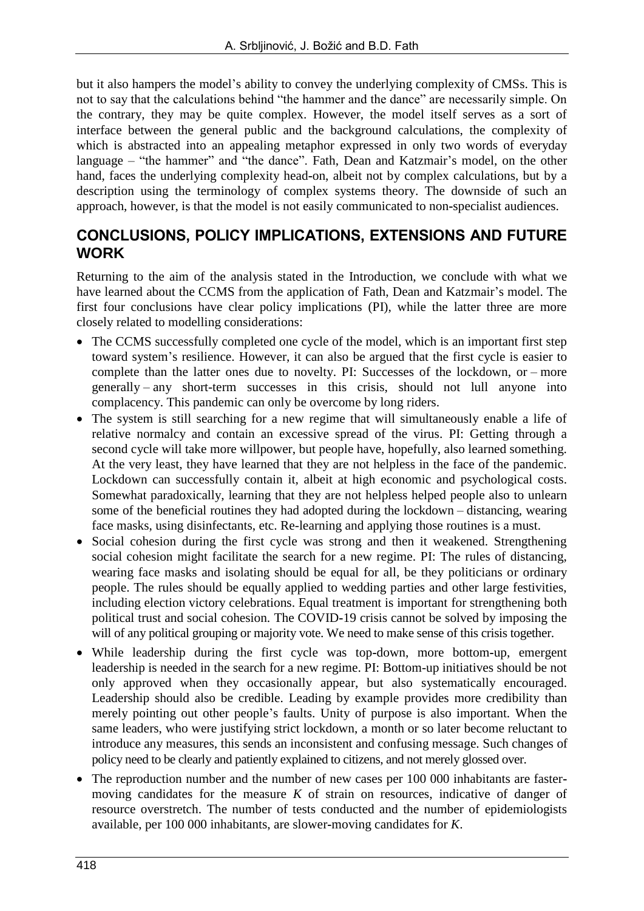but it also hampers the model's ability to convey the underlying complexity of CMSs. This is not to say that the calculations behind "the hammer and the dance" are necessarily simple. On the contrary, they may be quite complex. However, the model itself serves as a sort of interface between the general public and the background calculations, the complexity of which is abstracted into an appealing metaphor expressed in only two words of everyday language – "the hammer" and "the dance". Fath, Dean and Katzmair's model, on the other hand, faces the underlying complexity head-on, albeit not by complex calculations, but by a description using the terminology of complex systems theory. The downside of such an approach, however, is that the model is not easily communicated to non-specialist audiences.

## CONCLUSIONS, POLICY IMPLICATIONS, EXTENSIONS AND FUTURE WORK

Returning to the aim of the analysis stated in the Introduction, we conclude with what we have learned about the CCMS from the application of Fath, Dean and Katzmair's model. The first four conclusions have clear policy implications (PI), while the latter three are more closely related to modelling considerations:

- The CCMS successfully completed one cycle of the model, which is an important first step toward system's resilience. However, it can also be argued that the first cycle is easier to complete than the latter ones due to novelty. PI: Successes of the lockdown, or – more generally – any short-term successes in this crisis, should not lull anyone into complacency. This pandemic can only be overcome by long riders.
- The system is still searching for a new regime that will simultaneously enable a life of relative normalcy and contain an excessive spread of the virus. PI: Getting through a second cycle will take more willpower, but people have, hopefully, also learned something. At the very least, they have learned that they are not helpless in the face of the pandemic. Lockdown can successfully contain it, albeit at high economic and psychological costs. Somewhat paradoxically, learning that they are not helpless helped people also to unlearn some of the beneficial routines they had adopted during the lockdown – distancing, wearing face masks, using disinfectants, etc. Re-learning and applying those routines is a must.
- Social cohesion during the first cycle was strong and then it weakened. Strengthening social cohesion might facilitate the search for a new regime. PI: The rules of distancing, wearing face masks and isolating should be equal for all, be they politicians or ordinary people. The rules should be equally applied to wedding parties and other large festivities, including election victory celebrations. Equal treatment is important for strengthening both political trust and social cohesion. The COVID-19 crisis cannot be solved by imposing the will of any political grouping or majority vote. We need to make sense of this crisis together.
- While leadership during the first cycle was top-down, more bottom-up, emergent leadership is needed in the search for a new regime. PI: Bottom-up initiatives should be not only approved when they occasionally appear, but also systematically encouraged. Leadership should also be credible. Leading by example provides more credibility than merely pointing out other people's faults. Unity of purpose is also important. When the same leaders, who were justifying strict lockdown, a month or so later become reluctant to introduce any measures, this sends an inconsistent and confusing message. Such changes of policy need to be clearly and patiently explained to citizens, and not merely glossed over.
- The reproduction number and the number of new cases per 100 000 inhabitants are faster-moving candidates for the measure $K$ of strain on resources, indicative of danger of resource overstretch. The number of tests conducted and the number of epidemiologists available, per 100 000 inhabitants, are slower-moving candidates for $K$.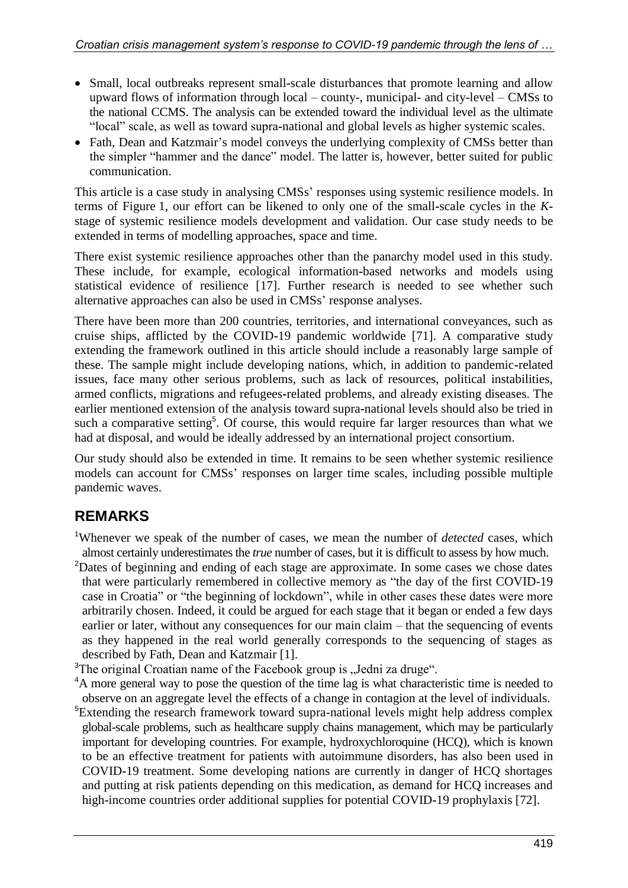- Small, local outbreaks represent small-scale disturbances that promote learning and allow upward flows of information through local – county-, municipal- and city-level – CMSs to the national CCMS. The analysis can be extended toward the individual level as the ultimate "local" scale, as well as toward supra-national and global levels as higher systemic scales.
- Fath, Dean and Katzmair's model conveys the underlying complexity of CMSs better than the simpler "hammer and the dance" model. The latter is, however, better suited for public communication.

This article is a case study in analysing CMSs' responses using systemic resilience models. In terms of Figure 1, our effort can be likened to only one of the small-scale cycles in the *K*-stage of systemic resilience models development and validation. Our case study needs to be extended in terms of modelling approaches, space and time.

There exist systemic resilience approaches other than the panarchy model used in this study. These include, for example, ecological information-based networks and models using statistical evidence of resilience [17]. Further research is needed to see whether such alternative approaches can also be used in CMSs' response analyses.

There have been more than 200 countries, territories, and international conveyances, such as cruise ships, afflicted by the COVID-19 pandemic worldwide [71]. A comparative study extending the framework outlined in this article should include a reasonably large sample of these. The sample might include developing nations, which, in addition to pandemic-related issues, face many other serious problems, such as lack of resources, political instabilities, armed conflicts, migrations and refugees-related problems, and already existing diseases. The earlier mentioned extension of the analysis toward supra-national levels should also be tried in such a comparative setting[5]. Of course, this would require far larger resources than what we had at disposal, and would be ideally addressed by an international project consortium.

Our study should also be extended in time. It remains to be seen whether systemic resilience models can account for CMSs' responses on larger time scales, including possible multiple pandemic waves.

## REMARKS

[1]Whenever we speak of the number of cases, we mean the number of *detected* cases, which almost certainly underestimates the *true* number of cases, but it is difficult to assess by how much.

[2]Dates of beginning and ending of each stage are approximate. In some cases we chose dates that were particularly remembered in collective memory as "the day of the first COVID-19 case in Croatia" or "the beginning of lockdown", while in other cases these dates were more arbitrarily chosen. Indeed, it could be argued for each stage that it began or ended a few days earlier or later, without any consequences for our main claim – that the sequencing of events as they happened in the real world generally corresponds to the sequencing of stages as described by Fath, Dean and Katzmair [1].

[3]The original Croatian name of the Facebook group is „Jedni za druge".

[4]A more general way to pose the question of the time lag is what characteristic time is needed to observe on an aggregate level the effects of a change in contagion at the level of individuals.

[5]Extending the research framework toward supra-national levels might help address complex global-scale problems, such as healthcare supply chains management, which may be particularly important for developing countries. For example, hydroxychloroquine (HCQ), which is known to be an effective treatment for patients with autoimmune disorders, has also been used in COVID-19 treatment. Some developing nations are currently in danger of HCQ shortages and putting at risk patients depending on this medication, as demand for HCQ increases and high-income countries order additional supplies for potential COVID-19 prophylaxis [72].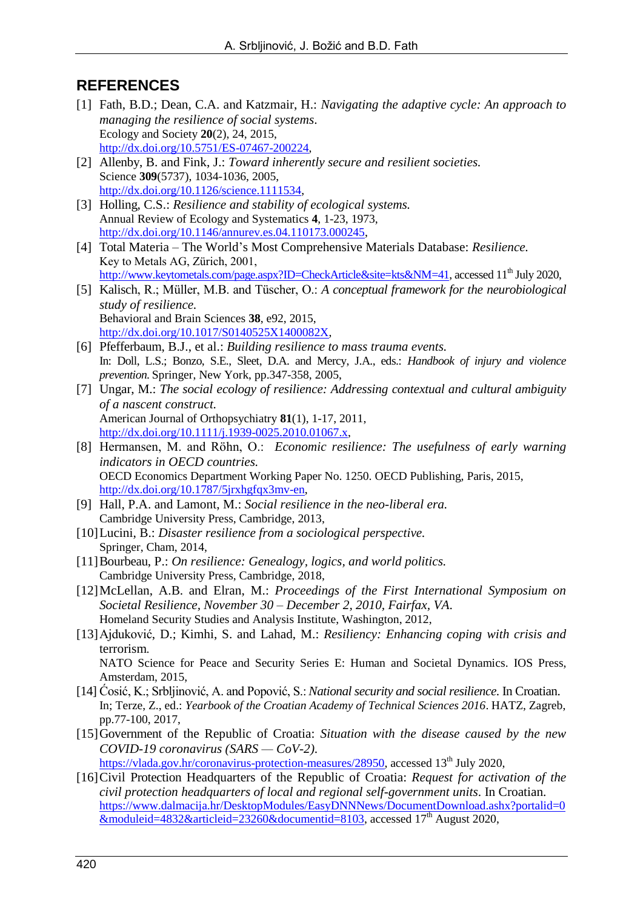## REFERENCES

[1] Fath, B.D.; Dean, C.A. and Katzmair, H.: *Navigating the adaptive cycle: An approach to managing the resilience of social systems*.
Ecology and Society **20**(2), 24, 2015,
http://dx.doi.org/10.5751/ES-07467-200224,

[2] Allenby, B. and Fink, J.: *Toward inherently secure and resilient societies.*
Science **309**(5737), 1034-1036, 2005,
http://dx.doi.org/10.1126/science.1111534,

[3] Holling, C.S.: *Resilience and stability of ecological systems.*
Annual Review of Ecology and Systematics **4**, 1-23, 1973,
http://dx.doi.org/10.1146/annurev.es.04.110173.000245,

[4] Total Materia – The World's Most Comprehensive Materials Database: *Resilience.*
Key to Metals AG, Zürich, 2001,
http://www.keytometals.com/page.aspx?ID=CheckArticle&site=kts&NM=41, accessed 11th July 2020,

[5] Kalisch, R.; Müller, M.B. and Tüscher, O.: *A conceptual framework for the neurobiological study of resilience.*
Behavioral and Brain Sciences **38**, e92, 2015,
http://dx.doi.org/10.1017/S0140525X1400082X,

[6] Pfefferbaum, B.J., et al.: *Building resilience to mass trauma events.*
In: Doll, L.S.; Bonzo, S.E., Sleet, D.A. and Mercy, J.A., eds.: *Handbook of injury and violence prevention.* Springer, New York, pp.347-358, 2005,

[7] Ungar, M.: *The social ecology of resilience: Addressing contextual and cultural ambiguity of a nascent construct.*
American Journal of Orthopsychiatry **81**(1), 1-17, 2011,
http://dx.doi.org/10.1111/j.1939-0025.2010.01067.x,

[8] Hermansen, M. and Röhn, O.: *Economic resilience: The usefulness of early warning indicators in OECD countries.*
OECD Economics Department Working Paper No. 1250. OECD Publishing, Paris, 2015,
http://dx.doi.org/10.1787/5jrxhgfqx3mv-en,

[9] Hall, P.A. and Lamont, M.: *Social resilience in the neo-liberal era.*
Cambridge University Press, Cambridge, 2013,

[10] Lucini, B.: *Disaster resilience from a sociological perspective.*
Springer, Cham, 2014,

[11] Bourbeau, P.: *On resilience: Genealogy, logics, and world politics.*
Cambridge University Press, Cambridge, 2018,

[12] McLellan, A.B. and Elran, M.: *Proceedings of the First International Symposium on Societal Resilience, November 30 – December 2, 2010, Fairfax, VA.*
Homeland Security Studies and Analysis Institute, Washington, 2012,

[13] Ajduković, D.; Kimhi, S. and Lahad, M.: *Resiliency: Enhancing coping with crisis and terrorism.*
NATO Science for Peace and Security Series E: Human and Societal Dynamics. IOS Press, Amsterdam, 2015,

[14] Ćosić, K.; Srbljinović, A. and Popović, S.: *National security and social resilience.* In Croatian.
In; Terze, Z., ed.: *Yearbook of the Croatian Academy of Technical Sciences 2016*. HATZ, Zagreb, pp.77-100, 2017,

[15] Government of the Republic of Croatia: *Situation with the disease caused by the new COVID-19 coronavirus (SARS — CoV-2).*
https://vlada.gov.hr/coronavirus-protection-measures/28950, accessed 13th July 2020,

[16] Civil Protection Headquarters of the Republic of Croatia: *Request for activation of the civil protection headquarters of local and regional self-government units.* In Croatian.
https://www.dalmacija.hr/DesktopModules/EasyDNNNews/DocumentDownload.ashx?portalid=0&moduleid=4832&articleid=23260&documentid=8103, accessed 17th August 2020,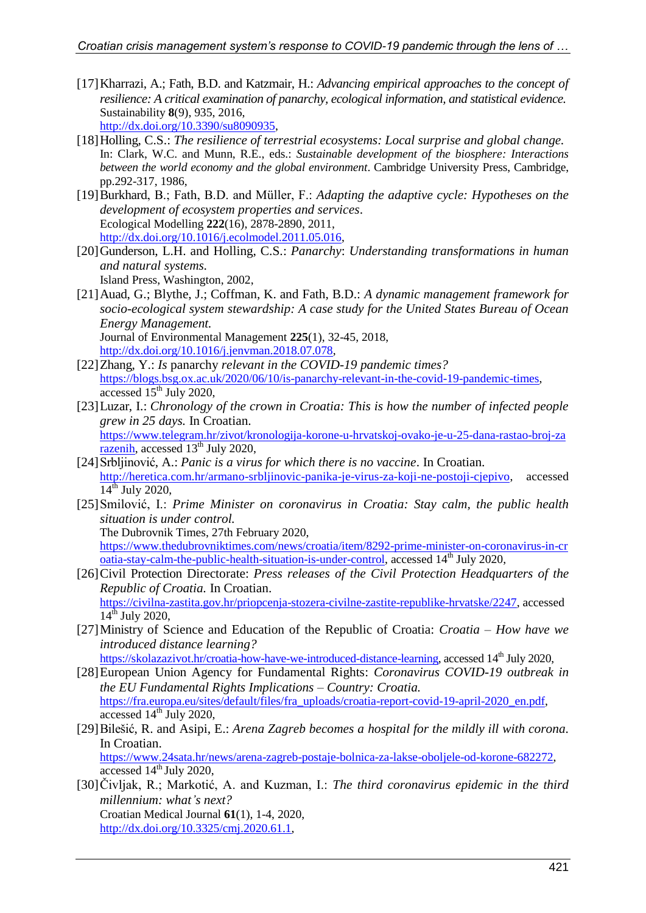[17] Kharrazi, A.; Fath, B.D. and Katzmair, H.: *Advancing empirical approaches to the concept of resilience: A critical examination of panarchy, ecological information, and statistical evidence.* Sustainability **8**(9), 935, 2016, http://dx.doi.org/10.3390/su8090935,

[18] Holling, C.S.: *The resilience of terrestrial ecosystems: Local surprise and global change.* In: Clark, W.C. and Munn, R.E., eds.: *Sustainable development of the biosphere: Interactions between the world economy and the global environment*. Cambridge University Press, Cambridge, pp.292-317, 1986,

[19] Burkhard, B.; Fath, B.D. and Müller, F.: *Adapting the adaptive cycle: Hypotheses on the development of ecosystem properties and services*. Ecological Modelling **222**(16), 2878-2890, 2011, http://dx.doi.org/10.1016/j.ecolmodel.2011.05.016,

[20] Gunderson, L.H. and Holling, C.S.: *Panarchy*: *Understanding transformations in human and natural systems.* Island Press, Washington, 2002,

[21] Auad, G.; Blythe, J.; Coffman, K. and Fath, B.D.: *A dynamic management framework for socio-ecological system stewardship: A case study for the United States Bureau of Ocean Energy Management.* Journal of Environmental Management **225**(1), 32-45, 2018, http://dx.doi.org/10.1016/j.jenvman.2018.07.078,

[22] Zhang, Y.: *Is* panarchy *relevant in the COVID-19 pandemic times?* https://blogs.bsg.ox.ac.uk/2020/06/10/is-panarchy-relevant-in-the-covid-19-pandemic-times, accessed 15th July 2020,

[23] Luzar, I.: *Chronology of the crown in Croatia: This is how the number of infected people grew in 25 days.* In Croatian. https://www.telegram.hr/zivot/kronologija-korone-u-hrvatskoj-ovako-je-u-25-dana-rastao-broj-zarazenih, accessed 13th July 2020,

[24] Srbljinović, A.: *Panic is a virus for which there is no vaccine*. In Croatian. http://heretica.com.hr/armano-srbljinovic-panika-je-virus-za-koji-ne-postoji-cjepivo, accessed 14th July 2020,

[25] Smilović, I.: *Prime Minister on coronavirus in Croatia: Stay calm, the public health situation is under control.* The Dubrovnik Times, 27th February 2020, https://www.thedubrovniktimes.com/news/croatia/item/8292-prime-minister-on-coronavirus-in-croatia-stay-calm-the-public-health-situation-is-under-control, accessed 14th July 2020,

[26] Civil Protection Directorate: *Press releases of the Civil Protection Headquarters of the Republic of Croatia.* In Croatian. https://civilna-zastita.gov.hr/priopcenja-stozera-civilne-zastite-republike-hrvatske/2247, accessed 14th July 2020,

[27] Ministry of Science and Education of the Republic of Croatia: *Croatia – How have we introduced distance learning?* https://skolazazivot.hr/croatia-how-have-we-introduced-distance-learning, accessed 14th July 2020,

[28] European Union Agency for Fundamental Rights: *Coronavirus COVID-19 outbreak in the EU Fundamental Rights Implications – Country: Croatia.* https://fra.europa.eu/sites/default/files/fra_uploads/croatia-report-covid-19-april-2020_en.pdf, accessed 14th July 2020,

[29] Bilešić, R. and Asipi, E.: *Arena Zagreb becomes a hospital for the mildly ill with corona*. In Croatian. https://www.24sata.hr/news/arena-zagreb-postaje-bolnica-za-lakse-oboljele-od-korone-682272, accessed 14th July 2020,

[30] Čivljak, R.; Markotić, A. and Kuzman, I.: *The third coronavirus epidemic in the third millennium: what's next?* Croatian Medical Journal **61**(1), 1-4, 2020, http://dx.doi.org/10.3325/cmj.2020.61.1,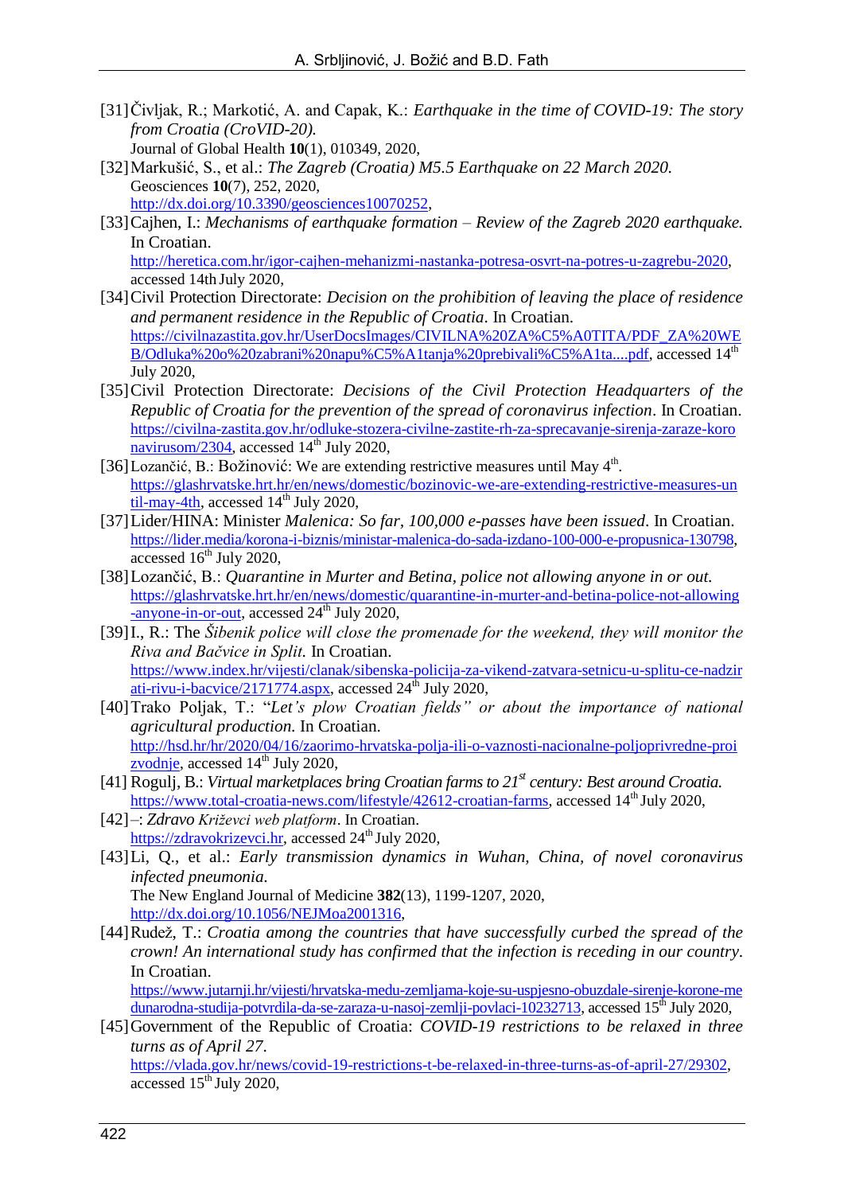[31] Čivljak, R.; Markotić, A. and Capak, K.: *Earthquake in the time of COVID-19: The story from Croatia (CroVID-20).* Journal of Global Health **10**(1), 010349, 2020,

[32] Markušić, S., et al.: *The Zagreb (Croatia) M5.5 Earthquake on 22 March 2020.* Geosciences **10**(7), 252, 2020, http://dx.doi.org/10.3390/geosciences10070252,

[33] Cajhen, I.: *Mechanisms of earthquake formation – Review of the Zagreb 2020 earthquake.* In Croatian. http://heretica.com.hr/igor-cajhen-mehanizmi-nastanka-potresa-osvrt-na-potres-u-zagrebu-2020, accessed 14th July 2020,

[34] Civil Protection Directorate: *Decision on the prohibition of leaving the place of residence and permanent residence in the Republic of Croatia*. In Croatian. https://civilnazastita.gov.hr/UserDocsImages/CIVILNA%20ZA%C5%A0TITA/PDF_ZA%20WEB/Odluka%20o%20zabrani%20napu%C5%A1tanja%20prebivali%C5%A1ta....pdf, accessed 14th July 2020,

[35] Civil Protection Directorate: *Decisions of the Civil Protection Headquarters of the Republic of Croatia for the prevention of the spread of coronavirus infection*. In Croatian. https://civilna-zastita.gov.hr/odluke-stozera-civilne-zastite-rh-za-sprecavanje-sirenja-zaraze-koronavirusom/2304, accessed 14th July 2020,

[36] Lozančić, B.: Božinović: We are extending restrictive measures until May 4th. https://glashrvatske.hrt.hr/en/news/domestic/bozinovic-we-are-extending-restrictive-measures-until-may-4th, accessed 14th July 2020,

[37] Lider/HINA: Minister *Malenica: So far, 100,000 e-passes have been issued*. In Croatian. https://lider.media/korona-i-biznis/ministar-malenica-do-sada-izdano-100-000-e-propusnica-130798, accessed 16th July 2020,

[38] Lozančić, B.: *Quarantine in Murter and Betina, police not allowing anyone in or out.* https://glashrvatske.hrt.hr/en/news/domestic/quarantine-in-murter-and-betina-police-not-allowing-anyone-in-or-out, accessed 24th July 2020,

[39] I., R.: The *Šibenik police will close the promenade for the weekend, they will monitor the Riva and Bačvice in Split.* In Croatian. https://www.index.hr/vijesti/clanak/sibenska-policija-za-vikend-zatvara-setnicu-u-splitu-ce-nadzirati-rivu-i-bacvice/2171774.aspx, accessed 24th July 2020,

[40] Trako Poljak, T.: "*Let's plow Croatian fields" or about the importance of national agricultural production.* In Croatian. http://hsd.hr/hr/2020/04/16/zaorimo-hrvatska-polja-ili-o-vaznosti-nacionalne-poljoprivredne-proizvodnje, accessed 14th July 2020,

[41] Rogulj, B.: *Virtual marketplaces bring Croatian farms to 21st century: Best around Croatia.* https://www.total-croatia-news.com/lifestyle/42612-croatian-farms, accessed 14th July 2020,

[42] –: *Zdravo Križevci web platform*. In Croatian. https://zdravokrizevci.hr, accessed 24th July 2020,

[43] Li, Q., et al.: *Early transmission dynamics in Wuhan, China, of novel coronavirus infected pneumonia.* The New England Journal of Medicine **382**(13), 1199-1207, 2020, http://dx.doi.org/10.1056/NEJMoa2001316,

[44] Rudež, T.: *Croatia among the countries that have successfully curbed the spread of the crown! An international study has confirmed that the infection is receding in our country*. In Croatian. https://www.jutarnji.hr/vijesti/hrvatska-medu-zemljama-koje-su-uspjesno-obuzdale-sirenje-korone-medunarodna-studija-potvrdila-da-se-zaraza-u-nasoj-zemlji-povlaci-10232713, accessed 15th July 2020,

[45] Government of the Republic of Croatia: *COVID-19 restrictions to be relaxed in three turns as of April 27*. https://vlada.gov.hr/news/covid-19-restrictions-t-be-relaxed-in-three-turns-as-of-april-27/29302, accessed 15th July 2020,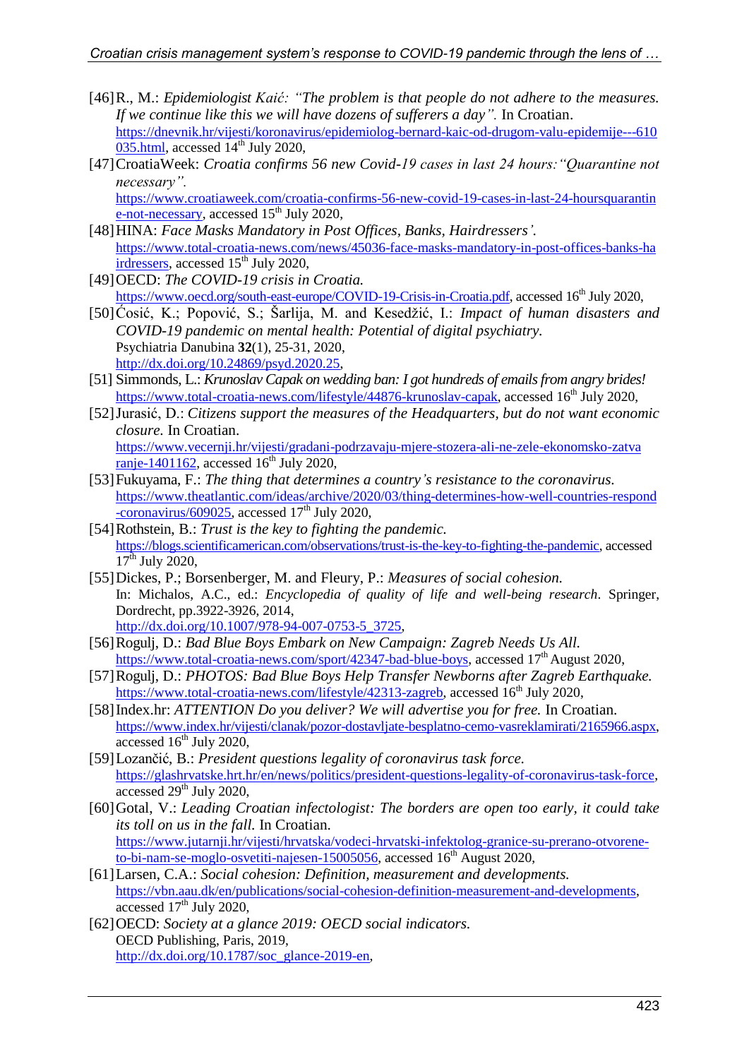[46] R., M.: *Epidemiologist Kaić: "The problem is that people do not adhere to the measures. If we continue like this we will have dozens of sufferers a day".* In Croatian. https://dnevnik.hr/vijesti/koronavirus/epidemiolog-bernard-kaic-od-drugom-valu-epidemije---610035.html, accessed 14th July 2020,

[47] CroatiaWeek: *Croatia confirms 56 new Covid-19 cases in last 24 hours:"Quarantine not necessary".* https://www.croatiaweek.com/croatia-confirms-56-new-covid-19-cases-in-last-24-hoursquarantine-not-necessary, accessed 15th July 2020,

[48] HINA: *Face Masks Mandatory in Post Offices, Banks, Hairdressers'.* https://www.total-croatia-news.com/news/45036-face-masks-mandatory-in-post-offices-banks-hairdressers, accessed 15th July 2020,

[49] OECD: *The COVID-19 crisis in Croatia.* https://www.oecd.org/south-east-europe/COVID-19-Crisis-in-Croatia.pdf, accessed 16th July 2020,

[50] Ćosić, K.; Popović, S.; Šarlija, M. and Kesedžić, I.: *Impact of human disasters and COVID-19 pandemic on mental health: Potential of digital psychiatry.* Psychiatria Danubina **32**(1), 25-31, 2020, http://dx.doi.org/10.24869/psyd.2020.25,

[51] Simmonds, L.: *Krunoslav Capak on wedding ban: I got hundreds of emails from angry brides!* https://www.total-croatia-news.com/lifestyle/44876-krunoslav-capak, accessed 16th July 2020,

[52] Jurasić, D.: *Citizens support the measures of the Headquarters, but do not want economic closure.* In Croatian. https://www.vecernji.hr/vijesti/gradani-podrzavaju-mjere-stozera-ali-ne-zele-ekonomsko-zatvaranje-1401162, accessed 16th July 2020,

[53] Fukuyama, F.: *The thing that determines a country's resistance to the coronavirus.* https://www.theatlantic.com/ideas/archive/2020/03/thing-determines-how-well-countries-respond-coronavirus/609025, accessed 17th July 2020,

[54] Rothstein, B.: *Trust is the key to fighting the pandemic.* https://blogs.scientificamerican.com/observations/trust-is-the-key-to-fighting-the-pandemic, accessed 17th July 2020,

[55] Dickes, P.; Borsenberger, M. and Fleury, P.: *Measures of social cohesion.* In: Michalos, A.C., ed.: *Encyclopedia of quality of life and well-being research*. Springer, Dordrecht, pp.3922-3926, 2014, http://dx.doi.org/10.1007/978-94-007-0753-5_3725,

[56] Rogulj, D.: *Bad Blue Boys Embark on New Campaign: Zagreb Needs Us All.* https://www.total-croatia-news.com/sport/42347-bad-blue-boys, accessed 17th August 2020,

[57] Rogulj, D.: *PHOTOS: Bad Blue Boys Help Transfer Newborns after Zagreb Earthquake.* https://www.total-croatia-news.com/lifestyle/42313-zagreb, accessed 16th July 2020,

[58] Index.hr: *ATTENTION Do you deliver? We will advertise you for free.* In Croatian. https://www.index.hr/vijesti/clanak/pozor-dostavljate-besplatno-cemo-vasreklamirati/2165966.aspx, accessed 16th July 2020,

[59] Lozančić, B.: *President questions legality of coronavirus task force.* https://glashrvatske.hrt.hr/en/news/politics/president-questions-legality-of-coronavirus-task-force, accessed 29th July 2020,

[60] Gotal, V.: *Leading Croatian infectologist: The borders are open too early, it could take its toll on us in the fall.* In Croatian. https://www.jutarnji.hr/vijesti/hrvatska/vodeci-hrvatski-infektolog-granice-su-prerano-otvorene-to-bi-nam-se-moglo-osvetiti-najesen-15005056, accessed 16th August 2020,

[61] Larsen, C.A.: *Social cohesion: Definition, measurement and developments.* https://vbn.aau.dk/en/publications/social-cohesion-definition-measurement-and-developments, accessed 17th July 2020,

[62] OECD: *Society at a glance 2019: OECD social indicators.* OECD Publishing, Paris, 2019, http://dx.doi.org/10.1787/soc_glance-2019-en,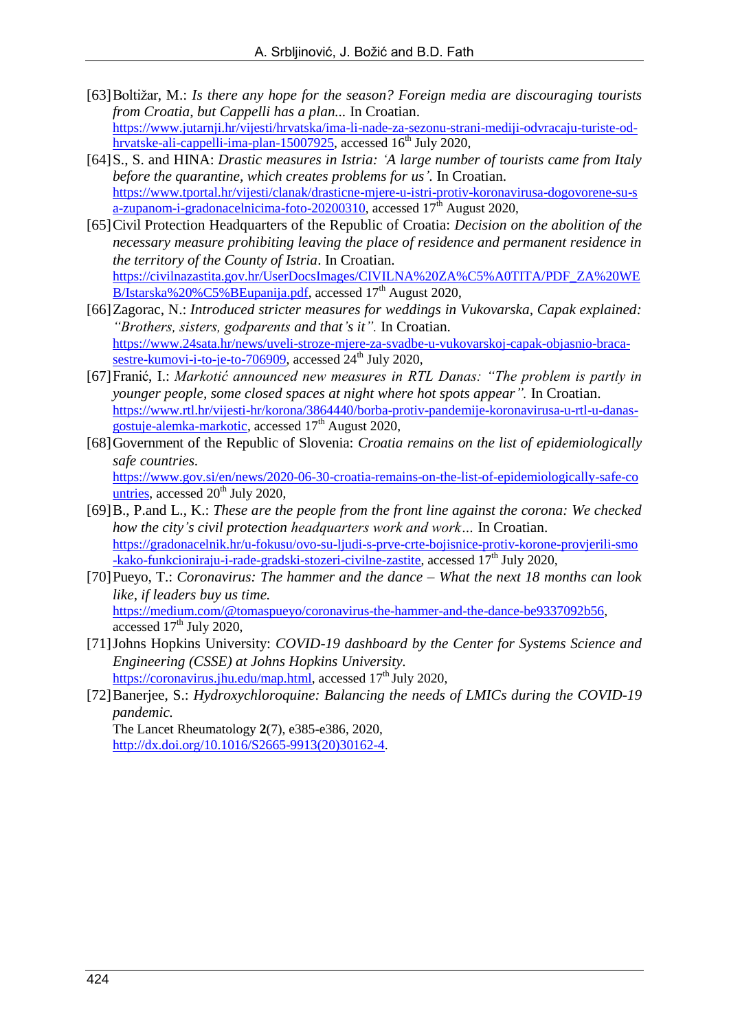[63] Boltižar, M.: *Is there any hope for the season? Foreign media are discouraging tourists from Croatia, but Cappelli has a plan...* In Croatian. https://www.jutarnji.hr/vijesti/hrvatska/ima-li-nade-za-sezonu-strani-mediji-odvracaju-turiste-od-hrvatske-ali-cappelli-ima-plan-15007925, accessed 16th July 2020,

[64] S., S. and HINA: *Drastic measures in Istria: 'A large number of tourists came from Italy before the quarantine, which creates problems for us'.* In Croatian. https://www.tportal.hr/vijesti/clanak/drasticne-mjere-u-istri-protiv-koronavirusa-dogovorene-su-sa-zupanom-i-gradonacelnicima-foto-20200310, accessed 17th August 2020,

[65] Civil Protection Headquarters of the Republic of Croatia: *Decision on the abolition of the necessary measure prohibiting leaving the place of residence and permanent residence in the territory of the County of Istria*. In Croatian. https://civilnazastita.gov.hr/UserDocsImages/CIVILNA%20ZA%C5%A0TITA/PDF_ZA%20WEB/Istarska%20%C5%BEupanija.pdf, accessed 17th August 2020,

[66] Zagorac, N.: *Introduced stricter measures for weddings in Vukovarska, Capak explained: "Brothers, sisters, godparents and that's it".* In Croatian. https://www.24sata.hr/news/uveli-stroze-mjere-za-svadbe-u-vukovarskoj-capak-objasnio-braca-sestre-kumovi-i-to-je-to-706909, accessed 24th July 2020,

[67] Franić, I.: *Markotić announced new measures in RTL Danas: "The problem is partly in younger people, some closed spaces at night where hot spots appear".* In Croatian. https://www.rtl.hr/vijesti-hr/korona/3864440/borba-protiv-pandemije-koronavirusa-u-rtl-u-danas-gostuje-alemka-markotic, accessed 17th August 2020,

[68] Government of the Republic of Slovenia: *Croatia remains on the list of epidemiologically safe countries.* https://www.gov.si/en/news/2020-06-30-croatia-remains-on-the-list-of-epidemiologically-safe-countries, accessed 20th July 2020,

[69] B., P.and L., K.: *These are the people from the front line against the corona: We checked how the city's civil protection headquarters work and work…* In Croatian. https://gradonacelnik.hr/u-fokusu/ovo-su-ljudi-s-prve-crte-bojisnice-protiv-korone-provjerili-smo-kako-funkcioniraju-i-rade-gradski-stozeri-civilne-zastite, accessed 17th July 2020,

[70] Pueyo, T.: *Coronavirus: The hammer and the dance – What the next 18 months can look like, if leaders buy us time.* https://medium.com/@tomaspueyo/coronavirus-the-hammer-and-the-dance-be9337092b56, accessed 17th July 2020,

[71] Johns Hopkins University: *COVID-19 dashboard by the Center for Systems Science and Engineering (CSSE) at Johns Hopkins University.* https://coronavirus.jhu.edu/map.html, accessed 17th July 2020,

[72] Banerjee, S.: *Hydroxychloroquine: Balancing the needs of LMICs during the COVID-19 pandemic.* The Lancet Rheumatology **2**(7), e385-e386, 2020, http://dx.doi.org/10.1016/S2665-9913(20)30162-4.